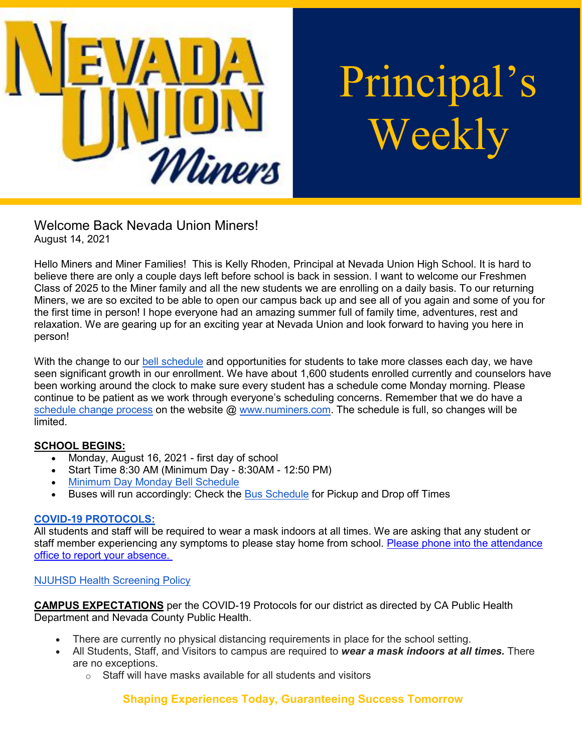# Principal's Weekly

## Welcome Back Nevada Union Miners!

August 14, 2021

Hello Miners and Miner Families! This is Kelly Rhoden, Principal at Nevada Union High School. It is hard to believe there are only a couple days left before school is back in session. I want to welcome our Freshmen Class of 2025 to the Miner family and all the new students we are enrolling on a daily basis. To our returning Miners, we are so excited to be able to open our campus back up and see all of you again and some of you for the first time in person! I hope everyone had an amazing summer full of family time, adventures, rest and relaxation. We are gearing up for an exciting year at Nevada Union and look forward to having you here in person!

With the change to our bell schedule and opportunities for students to take more classes each day, we have seen significant growth in our enrollment. We have about 1,600 students enrolled currently and counselors have been working around the clock to make sure every student has a schedule come Monday morning. Please continue to be patient as we work through everyone's scheduling concerns. Remember that we do have a schedule change process on the website @ www.numiners.com. The schedule is full, so changes will be limited.

**SCHOOL BEGINS:**

- Monday, August 16, 2021 - first day of school
- Start Time 8:30 AM (Minimum Day - 8:30AM - 12:50 PM)
- Minimum Day Monday Bell Schedule
- Buses will run accordingly: Check the Bus Schedule for Pickup and Drop off Times

**COVID-19 PROTOCOLS:**

All students and staff will be required to wear a mask indoors at all times. We are asking that any student or staff member experiencing any symptoms to please stay home from school. Please phone into the attendance office to report your absence.

NJUHSD Health Screening Policy

**CAMPUS EXPECTATIONS** per the COVID-19 Protocols for our district as directed by CA Public Health Department and Nevada County Public Health.

- There are currently no physical distancing requirements in place for the school setting.
- All Students, Staff, and Visitors to campus are required to ***wear a mask indoors at all times.*** There are no exceptions.
  - Staff will have masks available for all students and visitors

**Shaping Experiences Today, Guaranteeing Success Tomorrow**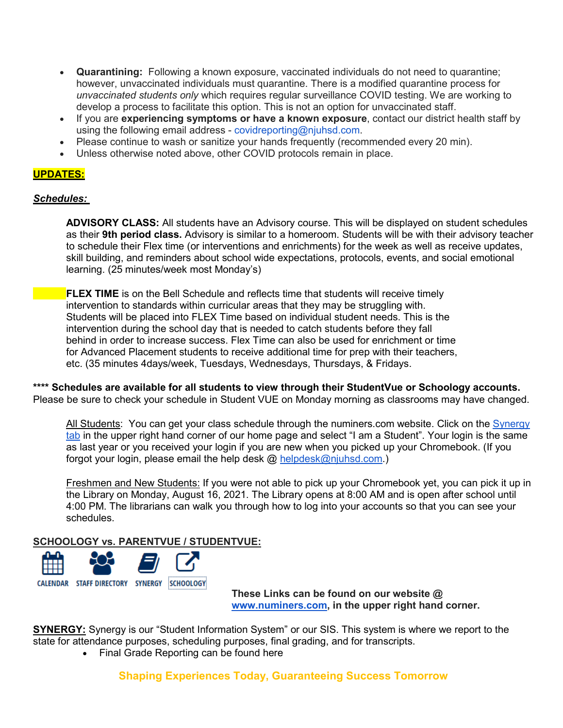- **Quarantining:** Following a known exposure, vaccinated individuals do not need to quarantine; however, unvaccinated individuals must quarantine. There is a modified quarantine process for *unvaccinated students only* which requires regular surveillance COVID testing. We are working to develop a process to facilitate this option. This is not an option for unvaccinated staff.
- If you are **experiencing symptoms or have a known exposure**, contact our district health staff by using the following email address - covidreporting@njuhsd.com.
- Please continue to wash or sanitize your hands frequently (recommended every 20 min).
- Unless otherwise noted above, other COVID protocols remain in place.

## **UPDATES:**

### ***Schedules:***

**ADVISORY CLASS:** All students have an Advisory course. This will be displayed on student schedules as their **9th period class.** Advisory is similar to a homeroom. Students will be with their advisory teacher to schedule their Flex time (or interventions and enrichments) for the week as well as receive updates, skill building, and reminders about school wide expectations, protocols, events, and social emotional learning. (25 minutes/week most Monday's)

**FLEX TIME** is on the Bell Schedule and reflects time that students will receive timely intervention to standards within curricular areas that they may be struggling with. Students will be placed into FLEX Time based on individual student needs. This is the intervention during the school day that is needed to catch students before they fall behind in order to increase success. Flex Time can also be used for enrichment or time for Advanced Placement students to receive additional time for prep with their teachers, etc. (35 minutes 4days/week, Tuesdays, Wednesdays, Thursdays, & Fridays.

**\*\*\*\* Schedules are available for all students to view through their StudentVue or Schoology accounts.** Please be sure to check your schedule in Student VUE on Monday morning as classrooms may have changed.

All Students: You can get your class schedule through the numiners.com website. Click on the Synergy tab in the upper right hand corner of our home page and select "I am a Student". Your login is the same as last year or you received your login if you are new when you picked up your Chromebook. (If you forgot your login, please email the help desk @ helpdesk@njuhsd.com.)

Freshmen and New Students: If you were not able to pick up your Chromebook yet, you can pick it up in the Library on Monday, August 16, 2021. The Library opens at 8:00 AM and is open after school until 4:00 PM. The librarians can walk you through how to log into your accounts so that you can see your schedules.

**SCHOOLOGY vs. PARENTVUE / STUDENTVUE:**

CALENDAR | STAFF DIRECTORY | SYNERGY | SCHOOLOGY

**These Links can be found on our website @ www.numiners.com, in the upper right hand corner.**

**SYNERGY:** Synergy is our "Student Information System" or our SIS. This system is where we report to the state for attendance purposes, scheduling purposes, final grading, and for transcripts.

- Final Grade Reporting can be found here

Shaping Experiences Today, Guaranteeing Success Tomorrow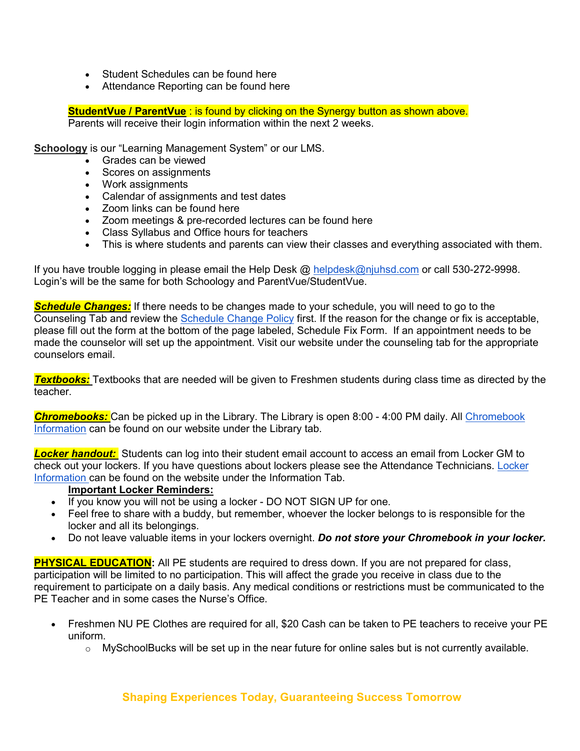- Student Schedules can be found here
- Attendance Reporting can be found here

**StudentVue / ParentVue** : is found by clicking on the Synergy button as shown above.
Parents will receive their login information within the next 2 weeks.

**Schoology** is our "Learning Management System" or our LMS.

- Grades can be viewed
- Scores on assignments
- Work assignments
- Calendar of assignments and test dates
- Zoom links can be found here
- Zoom meetings & pre-recorded lectures can be found here
- Class Syllabus and Office hours for teachers
- This is where students and parents can view their classes and everything associated with them.

If you have trouble logging in please email the Help Desk @ helpdesk@njuhsd.com or call 530-272-9998.
Login's will be the same for both Schoology and ParentVue/StudentVue.

***Schedule Changes:*** If there needs to be changes made to your schedule, you will need to go to the Counseling Tab and review the Schedule Change Policy first. If the reason for the change or fix is acceptable, please fill out the form at the bottom of the page labeled, Schedule Fix Form. If an appointment needs to be made the counselor will set up the appointment. Visit our website under the counseling tab for the appropriate counselors email.

***Textbooks:*** Textbooks that are needed will be given to Freshmen students during class time as directed by the teacher.

***Chromebooks:*** Can be picked up in the Library. The Library is open 8:00 - 4:00 PM daily. All Chromebook Information can be found on our website under the Library tab.

***Locker handout:*** Students can log into their student email account to access an email from Locker GM to check out your lockers. If you have questions about lockers please see the Attendance Technicians. Locker Information can be found on the website under the Information Tab.

**Important Locker Reminders:**

- If you know you will not be using a locker - DO NOT SIGN UP for one.
- Feel free to share with a buddy, but remember, whoever the locker belongs to is responsible for the locker and all its belongings.
- Do not leave valuable items in your lockers overnight. ***Do not store your Chromebook in your locker.***

**PHYSICAL EDUCATION:** All PE students are required to dress down. If you are not prepared for class, participation will be limited to no participation. This will affect the grade you receive in class due to the requirement to participate on a daily basis. Any medical conditions or restrictions must be communicated to the PE Teacher and in some cases the Nurse's Office.

- Freshmen NU PE Clothes are required for all, $20 Cash can be taken to PE teachers to receive your PE uniform.
  - MySchoolBucks will be set up in the near future for online sales but is not currently available.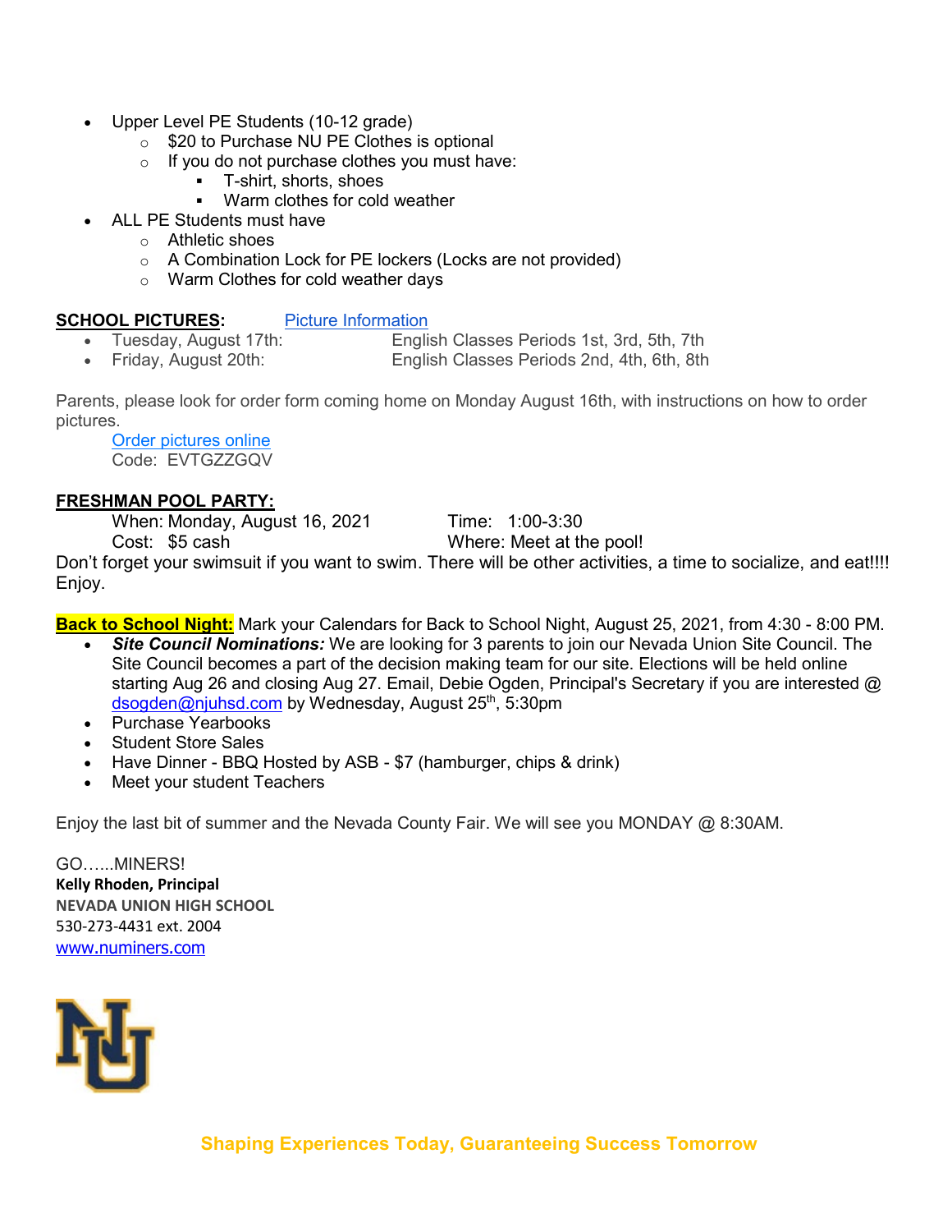- Upper Level PE Students (10-12 grade)
  - $20 to Purchase NU PE Clothes is optional
  - If you do not purchase clothes you must have:
    - T-shirt, shorts, shoes
    - Warm clothes for cold weather
- ALL PE Students must have
  - Athletic shoes
  - A Combination Lock for PE lockers (Locks are not provided)
  - Warm Clothes for cold weather days

**SCHOOL PICTURES:** [Picture Information]

- Tuesday, August 17th: English Classes Periods 1st, 3rd, 5th, 7th
- Friday, August 20th: English Classes Periods 2nd, 4th, 6th, 8th

Parents, please look for order form coming home on Monday August 16th, with instructions on how to order pictures.

[Order pictures online]
Code: EVTGZZGQV

**FRESHMAN POOL PARTY:**

When: Monday, August 16, 2021 Time: 1:00-3:30
Cost: $5 cash Where: Meet at the pool!

Don't forget your swimsuit if you want to swim. There will be other activities, a time to socialize, and eat!!!! Enjoy.

**Back to School Night:** Mark your Calendars for Back to School Night, August 25, 2021, from 4:30 - 8:00 PM.

- ***Site Council Nominations:*** We are looking for 3 parents to join our Nevada Union Site Council. The Site Council becomes a part of the decision making team for our site. Elections will be held online starting Aug 26 and closing Aug 27. Email, Debie Ogden, Principal's Secretary if you are interested @ dsogden@njuhsd.com by Wednesday, August 25th, 5:30pm
- Purchase Yearbooks
- Student Store Sales
- Have Dinner - BBQ Hosted by ASB - $7 (hamburger, chips & drink)
- Meet your student Teachers

Enjoy the last bit of summer and the Nevada County Fair. We will see you MONDAY @ 8:30AM.

GO…...MINERS!
**Kelly Rhoden, Principal**
**NEVADA UNION HIGH SCHOOL**
530-273-4431 ext. 2004
www.numiners.com

**Shaping Experiences Today, Guaranteeing Success Tomorrow**